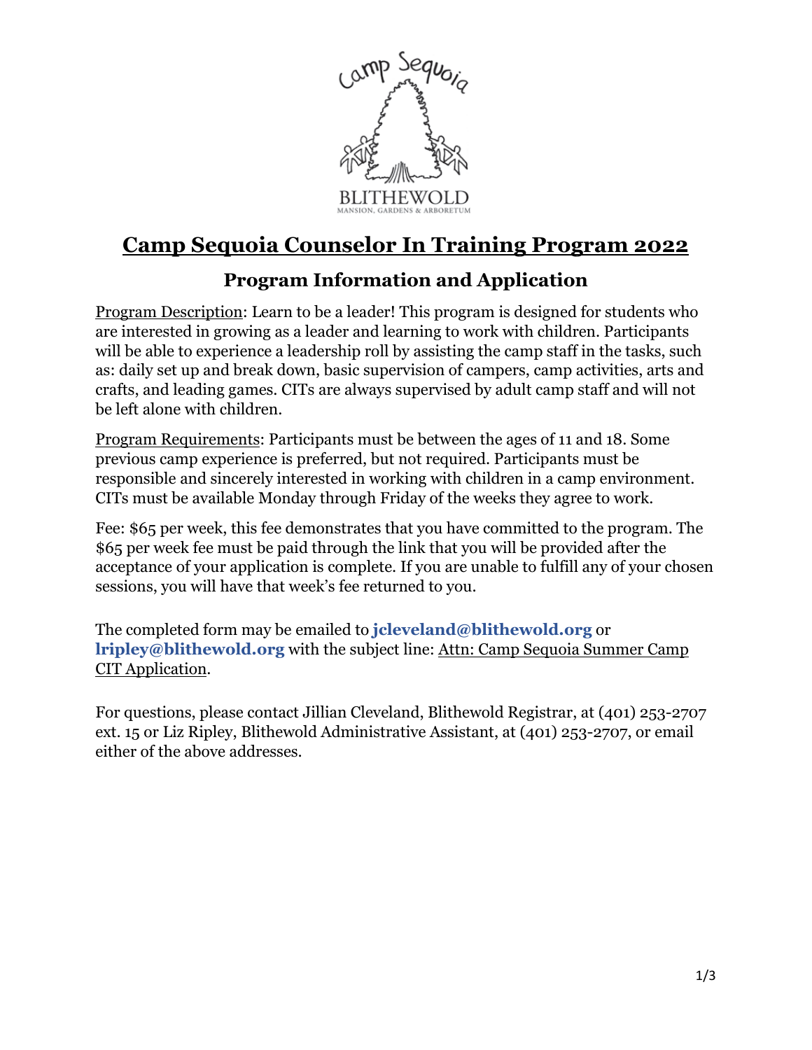# Camp Sequoia Counselor In Training Program 2022

## Program Information and Application

Program Description: Learn to be a leader! This program is designed for students who are interested in growing as a leader and learning to work with children. Participants will be able to experience a leadership roll by assisting the camp staff in the tasks, such as: daily set up and break down, basic supervision of campers, camp activities, arts and crafts, and leading games. CITs are always supervised by adult camp staff and will not be left alone with children.

Program Requirements: Participants must be between the ages of 11 and 18. Some previous camp experience is preferred, but not required. Participants must be responsible and sincerely interested in working with children in a camp environment. CITs must be available Monday through Friday of the weeks they agree to work.

Fee: $65 per week, this fee demonstrates that you have committed to the program. The $65 per week fee must be paid through the link that you will be provided after the acceptance of your application is complete. If you are unable to fulfill any of your chosen sessions, you will have that week's fee returned to you.

The completed form may be emailed to **jcleveland@blithewold.org** or **lripley@blithewold.org** with the subject line: Attn: Camp Sequoia Summer Camp CIT Application.

For questions, please contact Jillian Cleveland, Blithewold Registrar, at (401) 253-2707 ext. 15 or Liz Ripley, Blithewold Administrative Assistant, at (401) 253-2707, or email either of the above addresses.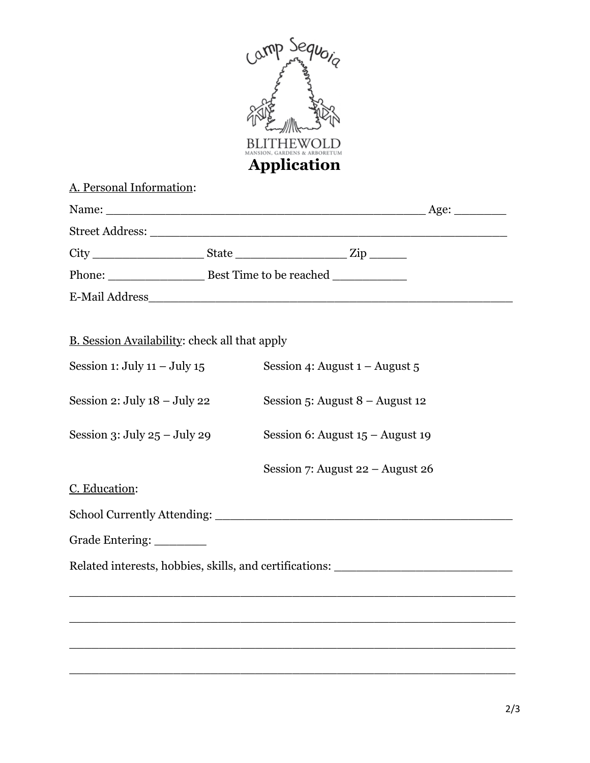# Application

A. Personal Information:

Name: _____________________________________________ Age: _______

Street Address: __________________________________________________

City _______________ State _______________ Zip _____

Phone: _____________ Best Time to be reached __________

E-Mail Address____________________________________________________

B. Session Availability: check all that apply

Session 1: July 11 – July 15

Session 2: July 18 – July 22

Session 3: July 25 – July 29

Session 4: August 1 – August 5

Session 5: August 8 – August 12

Session 6: August 15 – August 19

Session 7: August 22 – August 26

C. Education:

School Currently Attending: __________________________________________

Grade Entering: _______

Related interests, hobbies, skills, and certifications: _______________________

________________________________________________________________

________________________________________________________________

________________________________________________________________

________________________________________________________________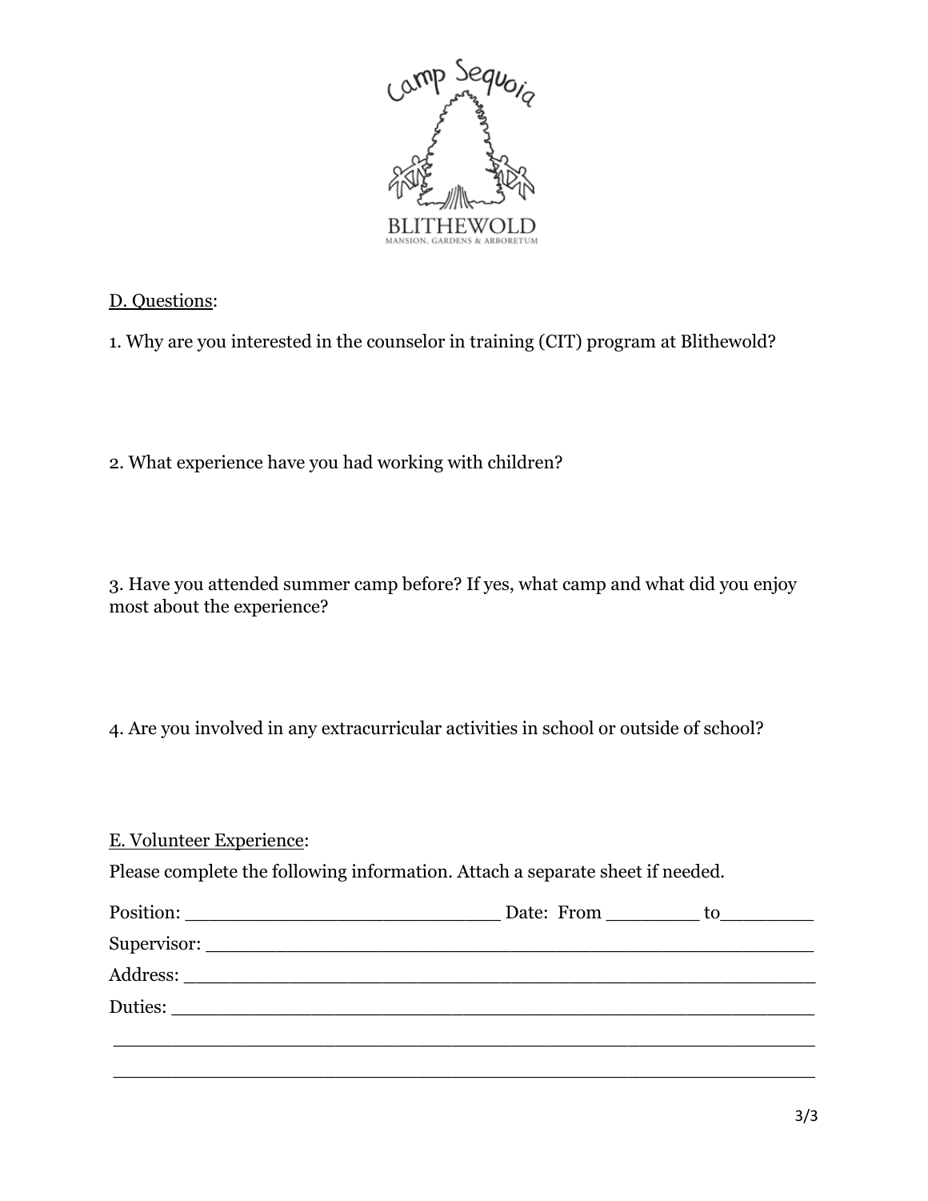Camp Sequoia

BLITHEWOLD
MANSION, GARDENS & ARBORETUM

D. Questions:

1. Why are you interested in the counselor in training (CIT) program at Blithewold?

2. What experience have you had working with children?

3. Have you attended summer camp before? If yes, what camp and what did you enjoy most about the experience?

4. Are you involved in any extracurricular activities in school or outside of school?

E. Volunteer Experience:

Please complete the following information. Attach a separate sheet if needed.

Position: ____________________________ Date: From ________ to________

Supervisor: ____________________________________________________

Address: ______________________________________________________

Duties: _______________________________________________________

_____________________________________________________________

_____________________________________________________________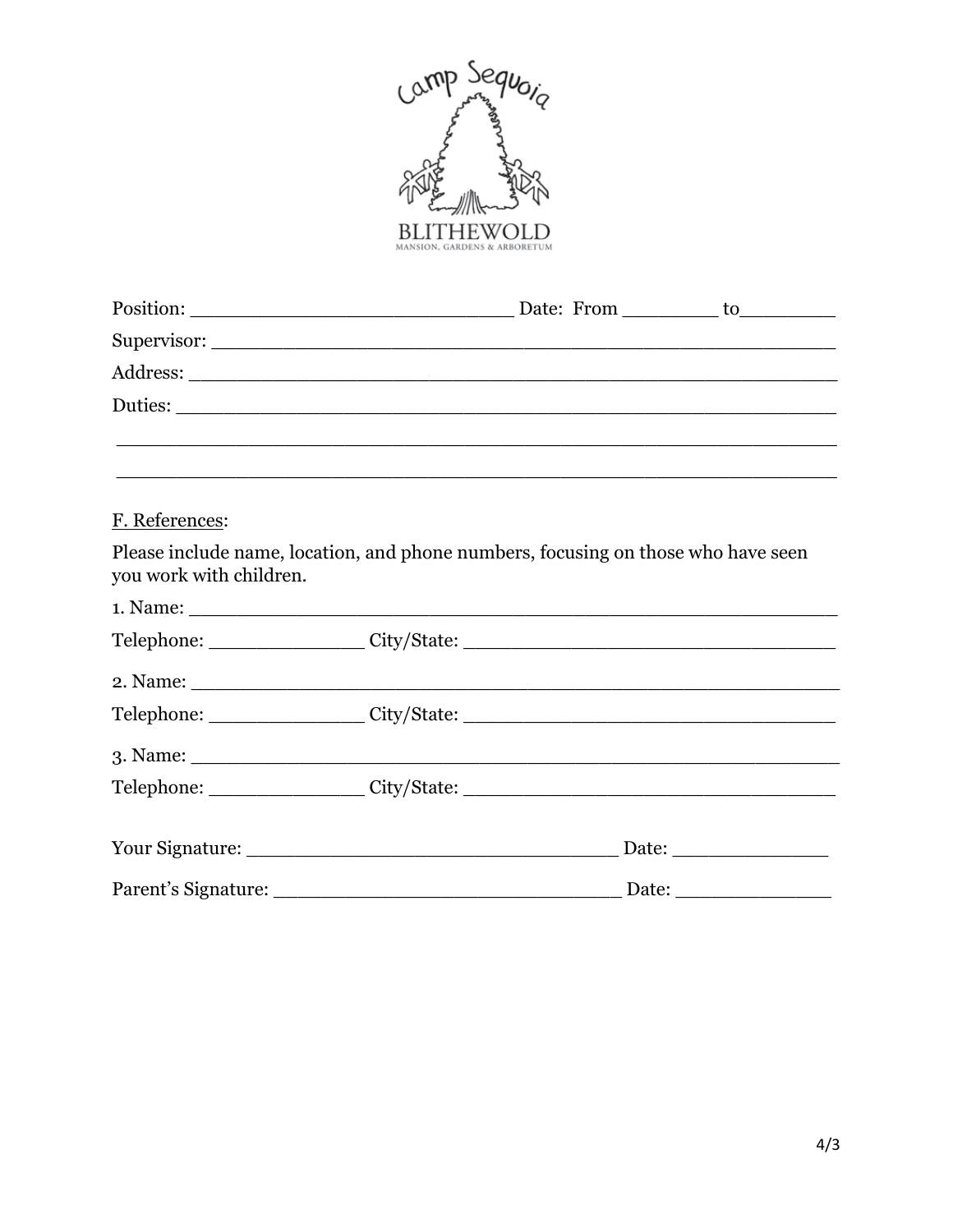Position: ___________________________ Date: From ________ to________

Supervisor: ___________________________________________________

Address: _____________________________________________________

Duties: ______________________________________________________

______________________________________________________________

______________________________________________________________

F. References:

Please include name, location, and phone numbers, focusing on those who have seen you work with children.

1. Name: ______________________________________________________

Telephone: ______________ City/State: _____________________________

2. Name: ______________________________________________________

Telephone: ______________ City/State: _____________________________

3. Name: ______________________________________________________

Telephone: ______________ City/State: _____________________________

Your Signature: _______________________________ Date: ______________

Parent's Signature: ____________________________ Date: ______________